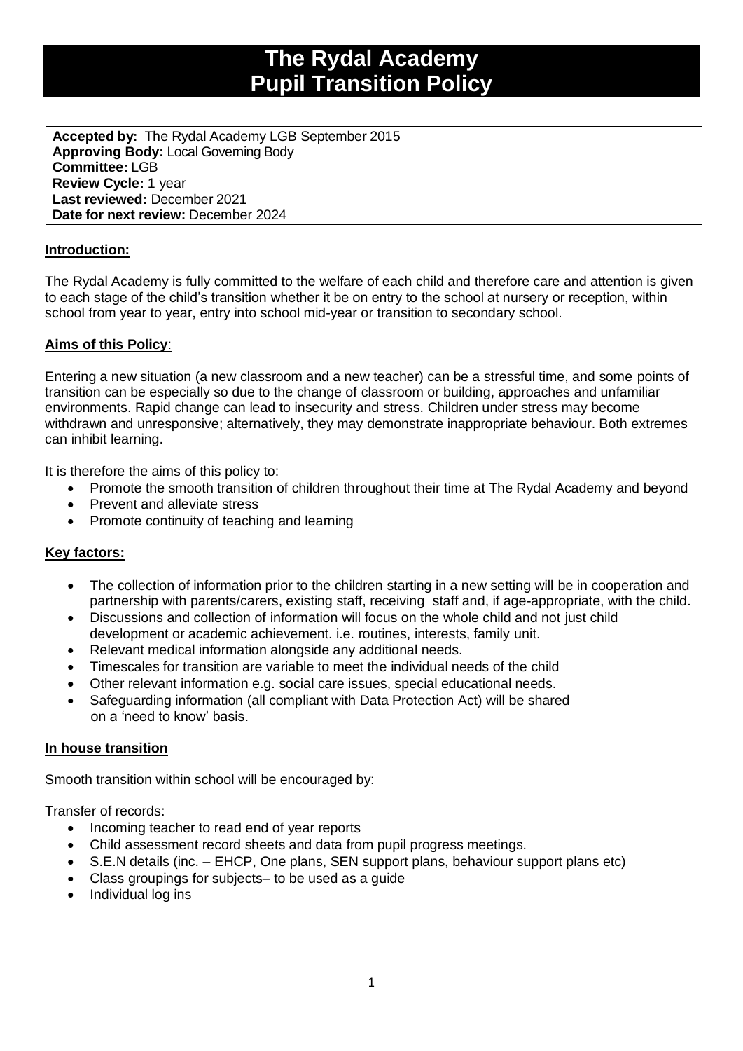# The Rydal Academy
# Pupil Transition Policy

**Accepted by:** The Rydal Academy LGB September 2015
**Approving Body:** Local Governing Body
**Committee:** LGB
**Review Cycle:** 1 year
**Last reviewed:** December 2021
**Date for next review:** December 2024

**Introduction:**

The Rydal Academy is fully committed to the welfare of each child and therefore care and attention is given to each stage of the child's transition whether it be on entry to the school at nursery or reception, within school from year to year, entry into school mid-year or transition to secondary school.

**Aims of this Policy**:

Entering a new situation (a new classroom and a new teacher) can be a stressful time, and some points of transition can be especially so due to the change of classroom or building, approaches and unfamiliar environments. Rapid change can lead to insecurity and stress. Children under stress may become withdrawn and unresponsive; alternatively, they may demonstrate inappropriate behaviour. Both extremes can inhibit learning.

It is therefore the aims of this policy to:

- Promote the smooth transition of children throughout their time at The Rydal Academy and beyond
- Prevent and alleviate stress
- Promote continuity of teaching and learning

**Key factors:**

- The collection of information prior to the children starting in a new setting will be in cooperation and partnership with parents/carers, existing staff, receiving staff and, if age-appropriate, with the child.
- Discussions and collection of information will focus on the whole child and not just child development or academic achievement. i.e. routines, interests, family unit.
- Relevant medical information alongside any additional needs.
- Timescales for transition are variable to meet the individual needs of the child
- Other relevant information e.g. social care issues, special educational needs.
- Safeguarding information (all compliant with Data Protection Act) will be shared on a 'need to know' basis.

**In house transition**

Smooth transition within school will be encouraged by:

Transfer of records:

- Incoming teacher to read end of year reports
- Child assessment record sheets and data from pupil progress meetings.
- S.E.N details (inc. – EHCP, One plans, SEN support plans, behaviour support plans etc)
- Class groupings for subjects– to be used as a guide
- Individual log ins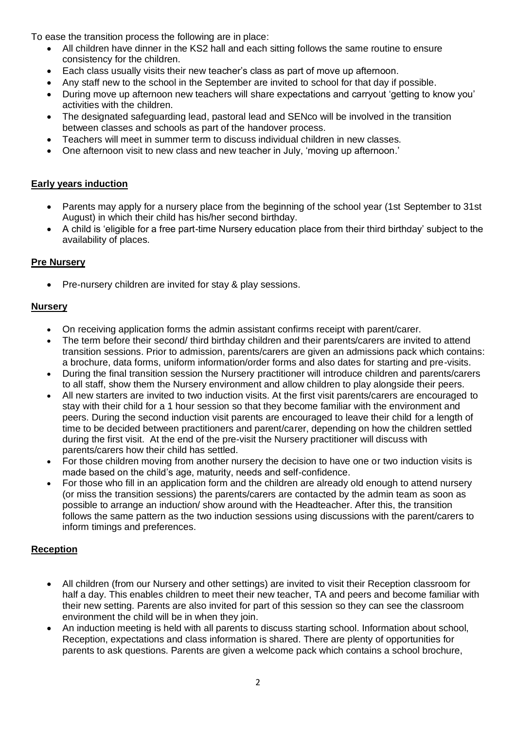To ease the transition process the following are in place:

- All children have dinner in the KS2 hall and each sitting follows the same routine to ensure consistency for the children.
- Each class usually visits their new teacher's class as part of move up afternoon.
- Any staff new to the school in the September are invited to school for that day if possible.
- During move up afternoon new teachers will share expectations and carryout 'getting to know you' activities with the children.
- The designated safeguarding lead, pastoral lead and SENco will be involved in the transition between classes and schools as part of the handover process.
- Teachers will meet in summer term to discuss individual children in new classes.
- One afternoon visit to new class and new teacher in July, 'moving up afternoon.'

## Early years induction

- Parents may apply for a nursery place from the beginning of the school year (1st September to 31st August) in which their child has his/her second birthday.
- A child is 'eligible for a free part-time Nursery education place from their third birthday' subject to the availability of places.

## Pre Nursery

- Pre-nursery children are invited for stay & play sessions.

## Nursery

- On receiving application forms the admin assistant confirms receipt with parent/carer.
- The term before their second/ third birthday children and their parents/carers are invited to attend transition sessions. Prior to admission, parents/carers are given an admissions pack which contains: a brochure, data forms, uniform information/order forms and also dates for starting and pre-visits.
- During the final transition session the Nursery practitioner will introduce children and parents/carers to all staff, show them the Nursery environment and allow children to play alongside their peers.
- All new starters are invited to two induction visits. At the first visit parents/carers are encouraged to stay with their child for a 1 hour session so that they become familiar with the environment and peers. During the second induction visit parents are encouraged to leave their child for a length of time to be decided between practitioners and parent/carer, depending on how the children settled during the first visit. At the end of the pre-visit the Nursery practitioner will discuss with parents/carers how their child has settled.
- For those children moving from another nursery the decision to have one or two induction visits is made based on the child's age, maturity, needs and self-confidence.
- For those who fill in an application form and the children are already old enough to attend nursery (or miss the transition sessions) the parents/carers are contacted by the admin team as soon as possible to arrange an induction/ show around with the Headteacher. After this, the transition follows the same pattern as the two induction sessions using discussions with the parent/carers to inform timings and preferences.

## Reception

- All children (from our Nursery and other settings) are invited to visit their Reception classroom for half a day. This enables children to meet their new teacher, TA and peers and become familiar with their new setting. Parents are also invited for part of this session so they can see the classroom environment the child will be in when they join.
- An induction meeting is held with all parents to discuss starting school. Information about school, Reception, expectations and class information is shared. There are plenty of opportunities for parents to ask questions. Parents are given a welcome pack which contains a school brochure,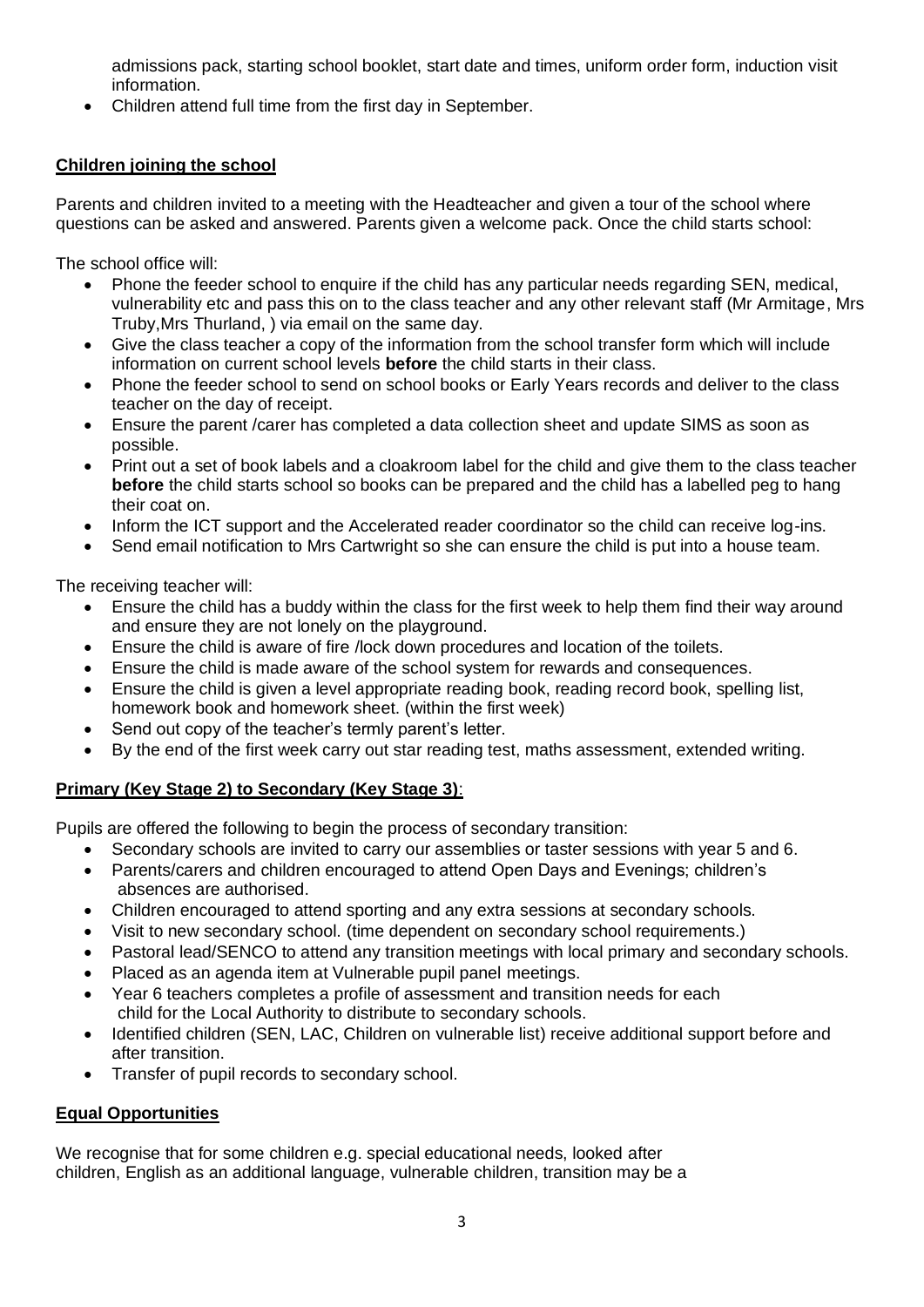admissions pack, starting school booklet, start date and times, uniform order form, induction visit information.

- Children attend full time from the first day in September.

**Children joining the school**

Parents and children invited to a meeting with the Headteacher and given a tour of the school where questions can be asked and answered. Parents given a welcome pack. Once the child starts school:

The school office will:

- Phone the feeder school to enquire if the child has any particular needs regarding SEN, medical, vulnerability etc and pass this on to the class teacher and any other relevant staff (Mr Armitage, Mrs Truby,Mrs Thurland, ) via email on the same day.
- Give the class teacher a copy of the information from the school transfer form which will include information on current school levels **before** the child starts in their class.
- Phone the feeder school to send on school books or Early Years records and deliver to the class teacher on the day of receipt.
- Ensure the parent /carer has completed a data collection sheet and update SIMS as soon as possible.
- Print out a set of book labels and a cloakroom label for the child and give them to the class teacher **before** the child starts school so books can be prepared and the child has a labelled peg to hang their coat on.
- Inform the ICT support and the Accelerated reader coordinator so the child can receive log-ins.
- Send email notification to Mrs Cartwright so she can ensure the child is put into a house team.

The receiving teacher will:

- Ensure the child has a buddy within the class for the first week to help them find their way around and ensure they are not lonely on the playground.
- Ensure the child is aware of fire /lock down procedures and location of the toilets.
- Ensure the child is made aware of the school system for rewards and consequences.
- Ensure the child is given a level appropriate reading book, reading record book, spelling list, homework book and homework sheet. (within the first week)
- Send out copy of the teacher's termly parent's letter.
- By the end of the first week carry out star reading test, maths assessment, extended writing.

**Primary (Key Stage 2) to Secondary (Key Stage 3)**:

Pupils are offered the following to begin the process of secondary transition:

- Secondary schools are invited to carry our assemblies or taster sessions with year 5 and 6.
- Parents/carers and children encouraged to attend Open Days and Evenings; children's absences are authorised.
- Children encouraged to attend sporting and any extra sessions at secondary schools.
- Visit to new secondary school. (time dependent on secondary school requirements.)
- Pastoral lead/SENCO to attend any transition meetings with local primary and secondary schools.
- Placed as an agenda item at Vulnerable pupil panel meetings.
- Year 6 teachers completes a profile of assessment and transition needs for each child for the Local Authority to distribute to secondary schools.
- Identified children (SEN, LAC, Children on vulnerable list) receive additional support before and after transition.
- Transfer of pupil records to secondary school.

**Equal Opportunities**

We recognise that for some children e.g. special educational needs, looked after children, English as an additional language, vulnerable children, transition may be a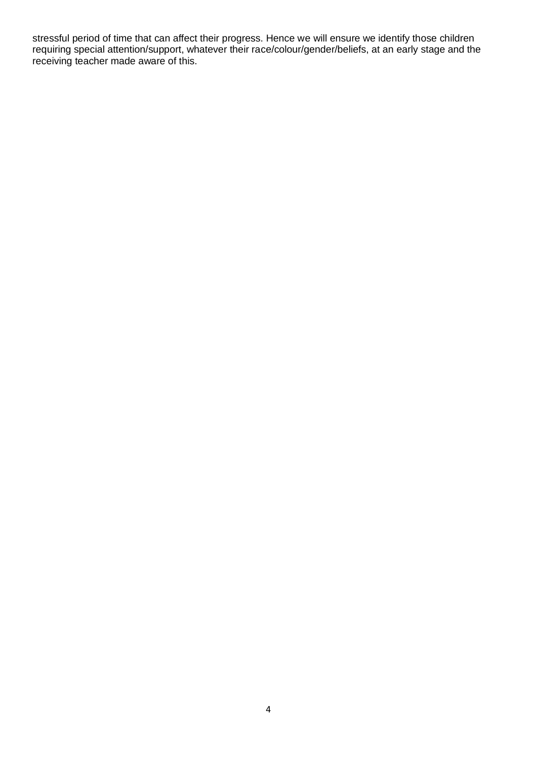stressful period of time that can affect their progress. Hence we will ensure we identify those children requiring special attention/support, whatever their race/colour/gender/beliefs, at an early stage and the receiving teacher made aware of this.